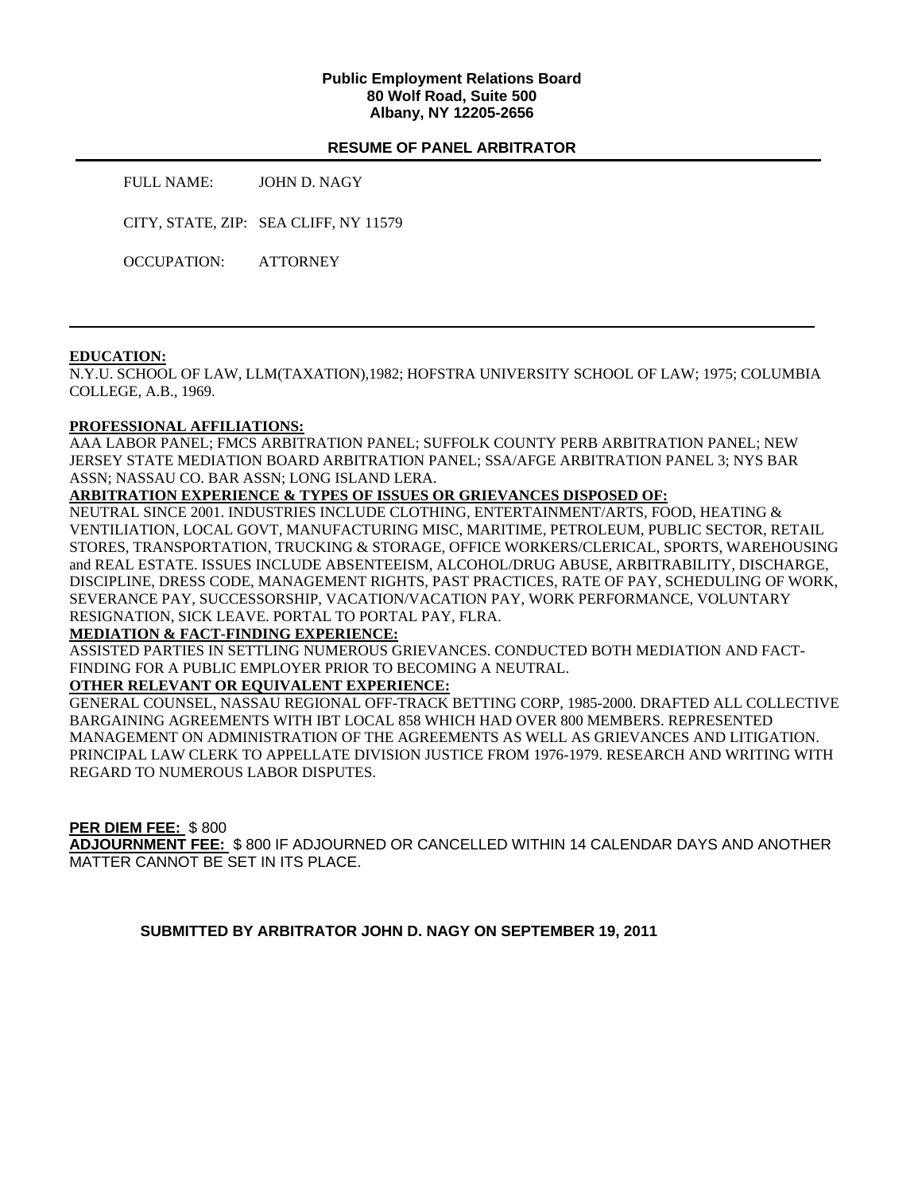**Public Employment Relations Board**
**80 Wolf Road, Suite 500**
**Albany, NY 12205-2656**

## RESUME OF PANEL ARBITRATOR

FULL NAME: JOHN D. NAGY

CITY, STATE, ZIP: SEA CLIFF, NY 11579

OCCUPATION: ATTORNEY

---

**EDUCATION:**

N.Y.U. SCHOOL OF LAW, LLM(TAXATION),1982; HOFSTRA UNIVERSITY SCHOOL OF LAW; 1975; COLUMBIA COLLEGE, A.B., 1969.

**PROFESSIONAL AFFILIATIONS:**

AAA LABOR PANEL; FMCS ARBITRATION PANEL; SUFFOLK COUNTY PERB ARBITRATION PANEL; NEW JERSEY STATE MEDIATION BOARD ARBITRATION PANEL; SSA/AFGE ARBITRATION PANEL 3; NYS BAR ASSN; NASSAU CO. BAR ASSN; LONG ISLAND LERA.

**ARBITRATION EXPERIENCE & TYPES OF ISSUES OR GRIEVANCES DISPOSED OF:**

NEUTRAL SINCE 2001. INDUSTRIES INCLUDE CLOTHING, ENTERTAINMENT/ARTS, FOOD, HEATING & VENTILIATION, LOCAL GOVT, MANUFACTURING MISC, MARITIME, PETROLEUM, PUBLIC SECTOR, RETAIL STORES, TRANSPORTATION, TRUCKING & STORAGE, OFFICE WORKERS/CLERICAL, SPORTS, WAREHOUSING and REAL ESTATE. ISSUES INCLUDE ABSENTEEISM, ALCOHOL/DRUG ABUSE, ARBITRABILITY, DISCHARGE, DISCIPLINE, DRESS CODE, MANAGEMENT RIGHTS, PAST PRACTICES, RATE OF PAY, SCHEDULING OF WORK, SEVERANCE PAY, SUCCESSORSHIP, VACATION/VACATION PAY, WORK PERFORMANCE, VOLUNTARY RESIGNATION, SICK LEAVE. PORTAL TO PORTAL PAY, FLRA.

**MEDIATION & FACT-FINDING EXPERIENCE:**

ASSISTED PARTIES IN SETTLING NUMEROUS GRIEVANCES. CONDUCTED BOTH MEDIATION AND FACT-FINDING FOR A PUBLIC EMPLOYER PRIOR TO BECOMING A NEUTRAL.

**OTHER RELEVANT OR EQUIVALENT EXPERIENCE:**

GENERAL COUNSEL, NASSAU REGIONAL OFF-TRACK BETTING CORP, 1985-2000. DRAFTED ALL COLLECTIVE BARGAINING AGREEMENTS WITH IBT LOCAL 858 WHICH HAD OVER 800 MEMBERS. REPRESENTED MANAGEMENT ON ADMINISTRATION OF THE AGREEMENTS AS WELL AS GRIEVANCES AND LITIGATION. PRINCIPAL LAW CLERK TO APPELLATE DIVISION JUSTICE FROM 1976-1979. RESEARCH AND WRITING WITH REGARD TO NUMEROUS LABOR DISPUTES.

**PER DIEM FEE:** $ 800

**ADJOURNMENT FEE:** $ 800 IF ADJOURNED OR CANCELLED WITHIN 14 CALENDAR DAYS AND ANOTHER MATTER CANNOT BE SET IN ITS PLACE.

**SUBMITTED BY ARBITRATOR JOHN D. NAGY ON SEPTEMBER 19, 2011**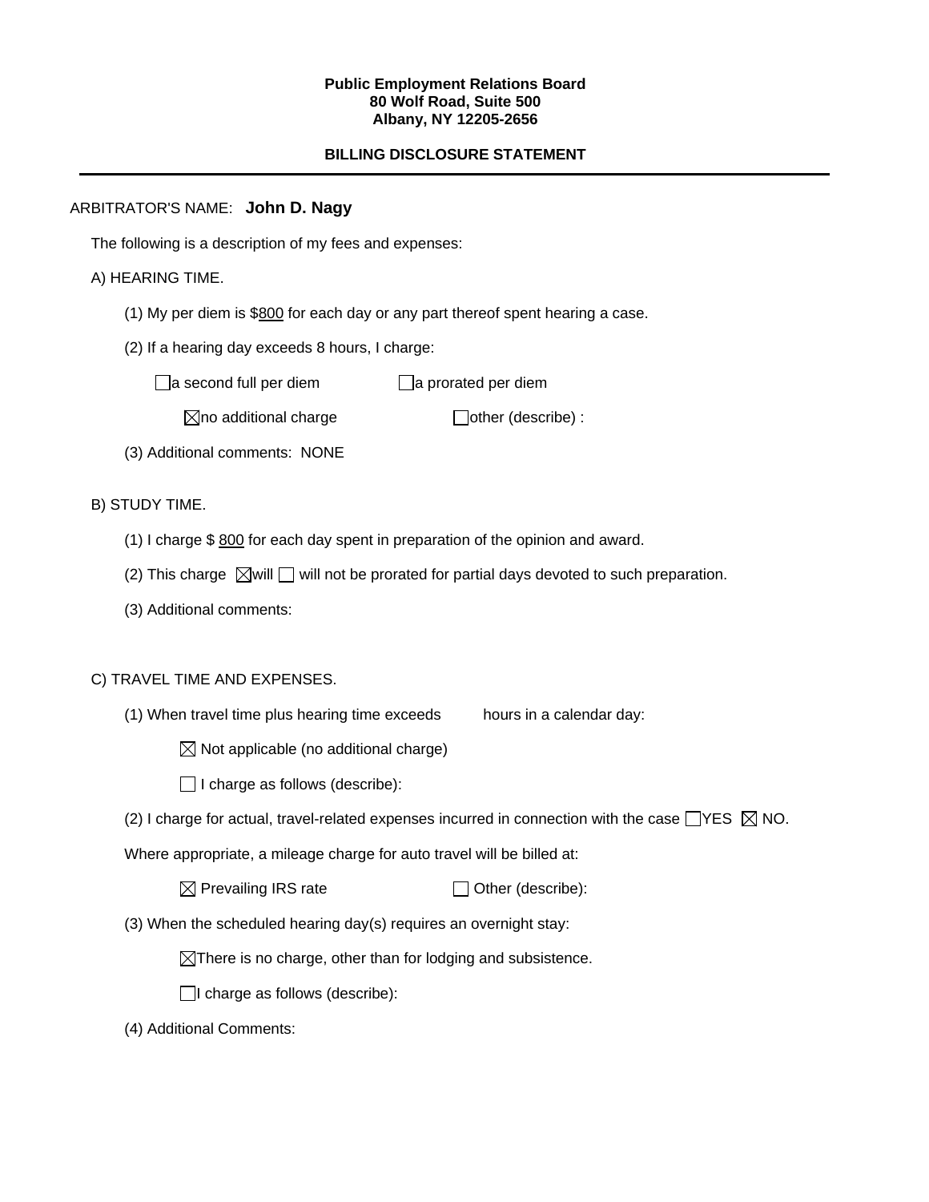**Public Employment Relations Board**
**80 Wolf Road, Suite 500**
**Albany, NY 12205-2656**

**BILLING DISCLOSURE STATEMENT**

---

ARBITRATOR'S NAME: **John D. Nagy**

The following is a description of my fees and expenses:

A) HEARING TIME.

(1) My per diem is $800 for each day or any part thereof spent hearing a case.

(2) If a hearing day exceeds 8 hours, I charge:

☐ a second full per diem ☐ a prorated per diem

☒ no additional charge ☐ other (describe) :

(3) Additional comments: NONE

B) STUDY TIME.

(1) I charge $ 800 for each day spent in preparation of the opinion and award.

(2) This charge ☒ will ☐ will not be prorated for partial days devoted to such preparation.

(3) Additional comments:

C) TRAVEL TIME AND EXPENSES.

(1) When travel time plus hearing time exceeds hours in a calendar day:

☒ Not applicable (no additional charge)

☐ I charge as follows (describe):

(2) I charge for actual, travel-related expenses incurred in connection with the case ☐ YES ☒ NO.

Where appropriate, a mileage charge for auto travel will be billed at:

☒ Prevailing IRS rate ☐ Other (describe):

(3) When the scheduled hearing day(s) requires an overnight stay:

☒ There is no charge, other than for lodging and subsistence.

☐ I charge as follows (describe):

(4) Additional Comments: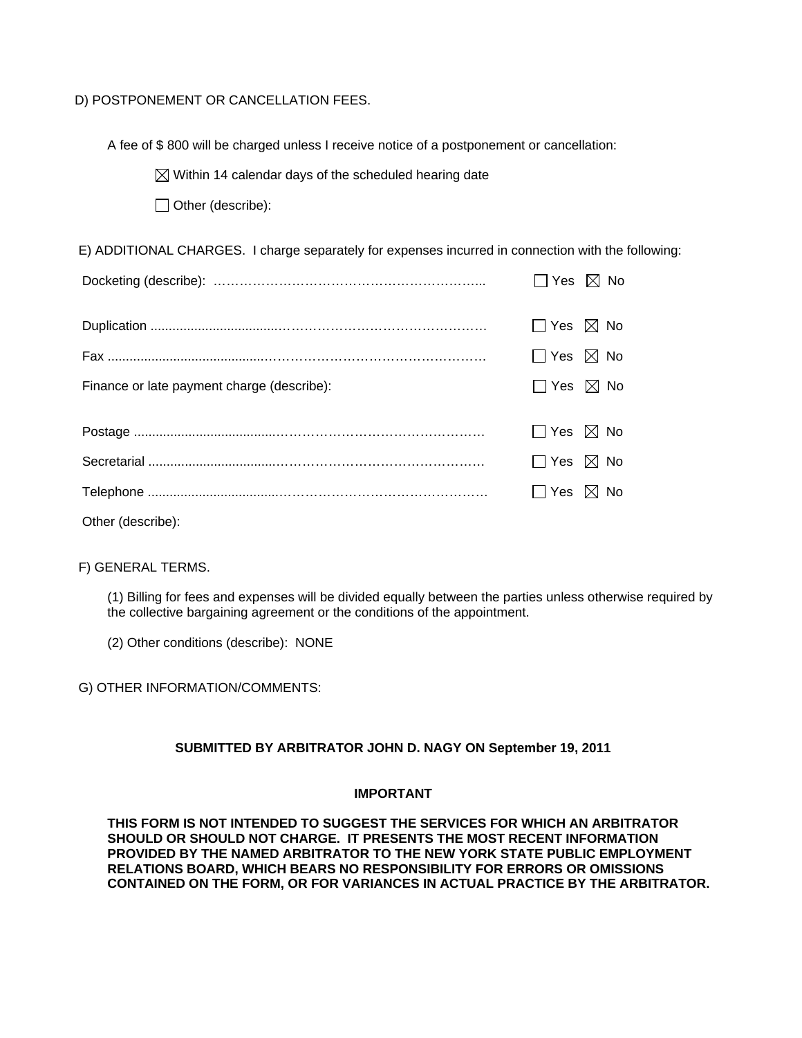D) POSTPONEMENT OR CANCELLATION FEES.

A fee of $ 800 will be charged unless I receive notice of a postponement or cancellation:

☒ Within 14 calendar days of the scheduled hearing date

☐ Other (describe):

E) ADDITIONAL CHARGES. I charge separately for expenses incurred in connection with the following:

| | |
|---|---|
| Docketing (describe): ……………………………………………………... | ☐ Yes ☒ No |
| Duplication ..................................……………………………………… | ☐ Yes ☒ No |
| Fax ..........................................…………………………………………… | ☐ Yes ☒ No |
| Finance or late payment charge (describe): | ☐ Yes ☒ No |
| Postage .....................................………………………………………… | ☐ Yes ☒ No |
| Secretarial ..................................……………………………………… | ☐ Yes ☒ No |
| Telephone ..................................………………………………………… | ☐ Yes ☒ No |

Other (describe):

F) GENERAL TERMS.

(1) Billing for fees and expenses will be divided equally between the parties unless otherwise required by the collective bargaining agreement or the conditions of the appointment.

(2) Other conditions (describe): NONE

G) OTHER INFORMATION/COMMENTS:

**SUBMITTED BY ARBITRATOR JOHN D. NAGY ON September 19, 2011**

**IMPORTANT**

**THIS FORM IS NOT INTENDED TO SUGGEST THE SERVICES FOR WHICH AN ARBITRATOR SHOULD OR SHOULD NOT CHARGE. IT PRESENTS THE MOST RECENT INFORMATION PROVIDED BY THE NAMED ARBITRATOR TO THE NEW YORK STATE PUBLIC EMPLOYMENT RELATIONS BOARD, WHICH BEARS NO RESPONSIBILITY FOR ERRORS OR OMISSIONS CONTAINED ON THE FORM, OR FOR VARIANCES IN ACTUAL PRACTICE BY THE ARBITRATOR.**